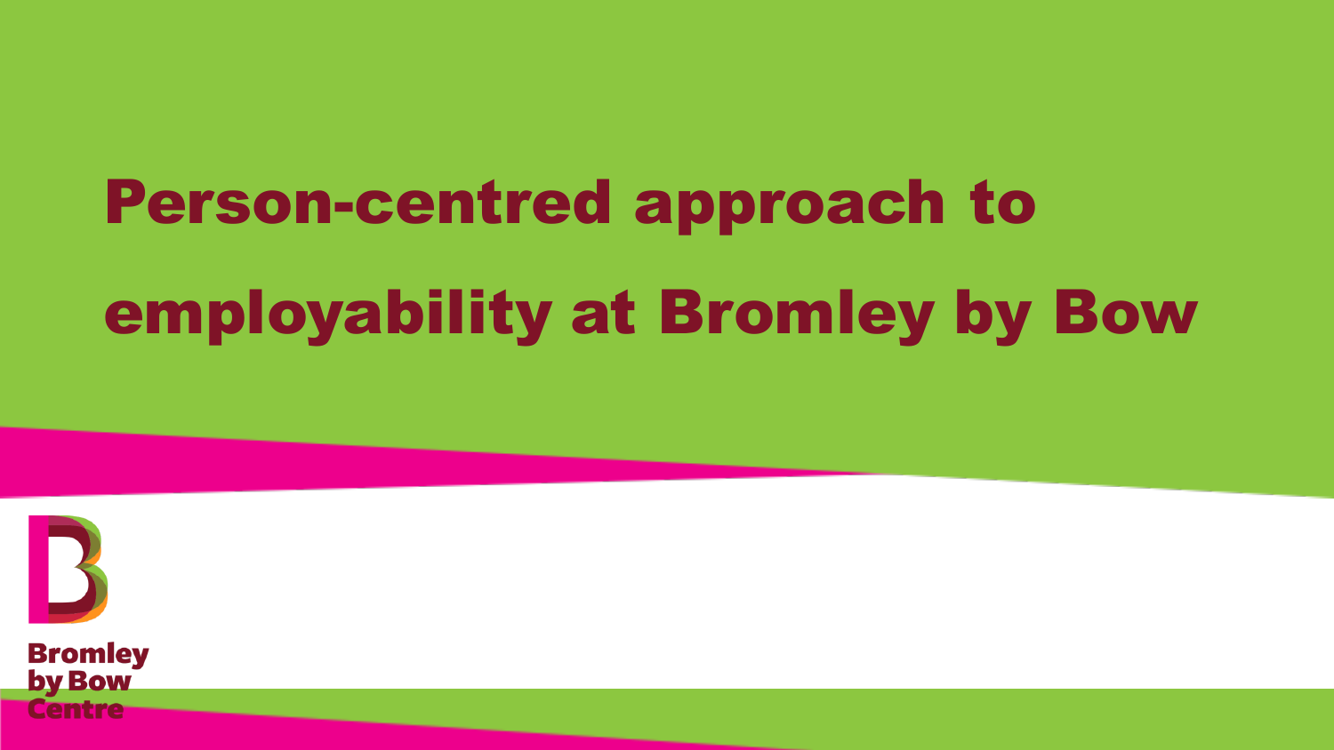# Person-centred approach to employability at Bromley by Bow

Bromley by Bow Centre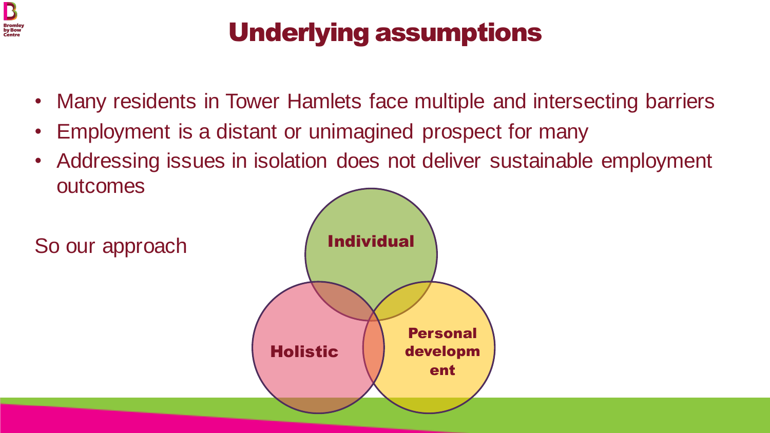# Underlying assumptions

- Many residents in Tower Hamlets face multiple and intersecting barriers
- Employment is a distant or unimagined prospect for many
- Addressing issues in isolation does not deliver sustainable employment outcomes

So our approach

Individual

Holistic

Personal development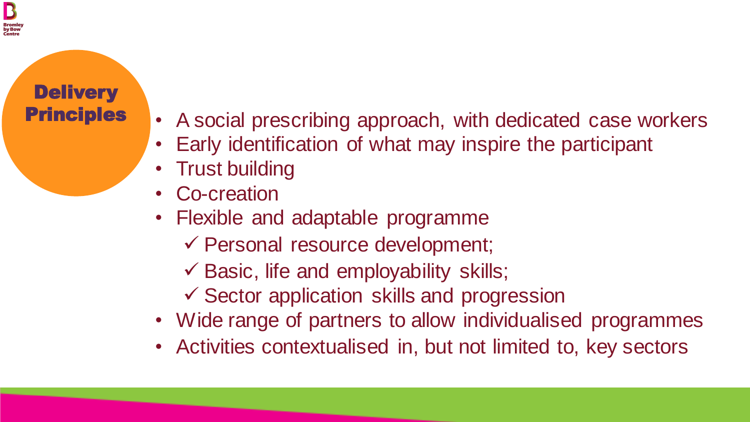## Delivery Principles

- A social prescribing approach, with dedicated case workers
- Early identification of what may inspire the participant
- Trust building
- Co-creation
- Flexible and adaptable programme
  - ✓ Personal resource development;
  - ✓ Basic, life and employability skills;
  - ✓ Sector application skills and progression
- Wide range of partners to allow individualised programmes
- Activities contextualised in, but not limited to, key sectors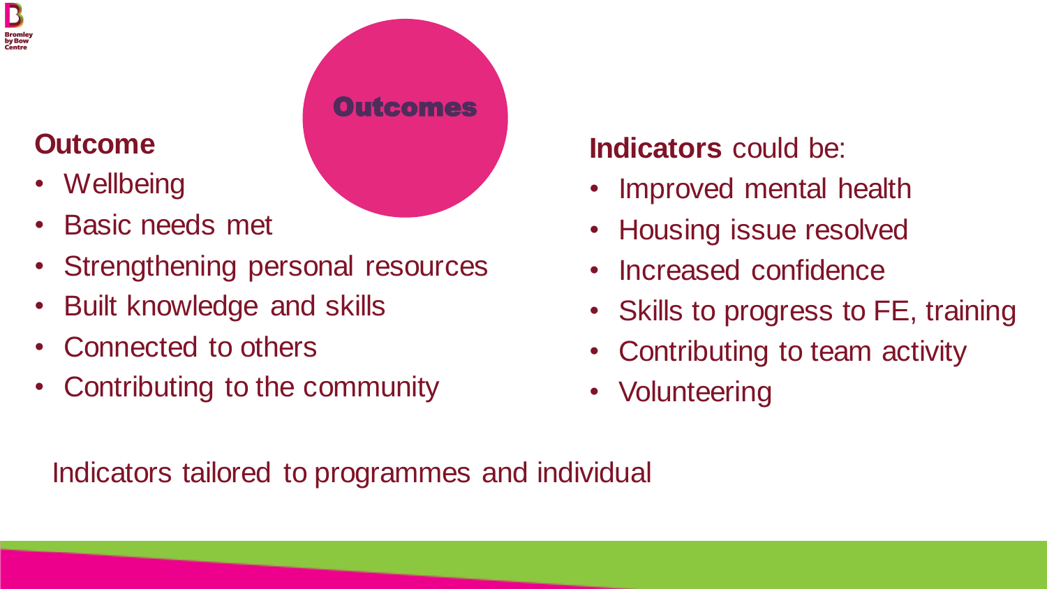# Outcomes

**Outcome**

- Wellbeing
- Basic needs met
- Strengthening personal resources
- Built knowledge and skills
- Connected to others
- Contributing to the community

**Indicators** could be:

- Improved mental health
- Housing issue resolved
- Increased confidence
- Skills to progress to FE, training
- Contributing to team activity
- Volunteering

Indicators tailored to programmes and individual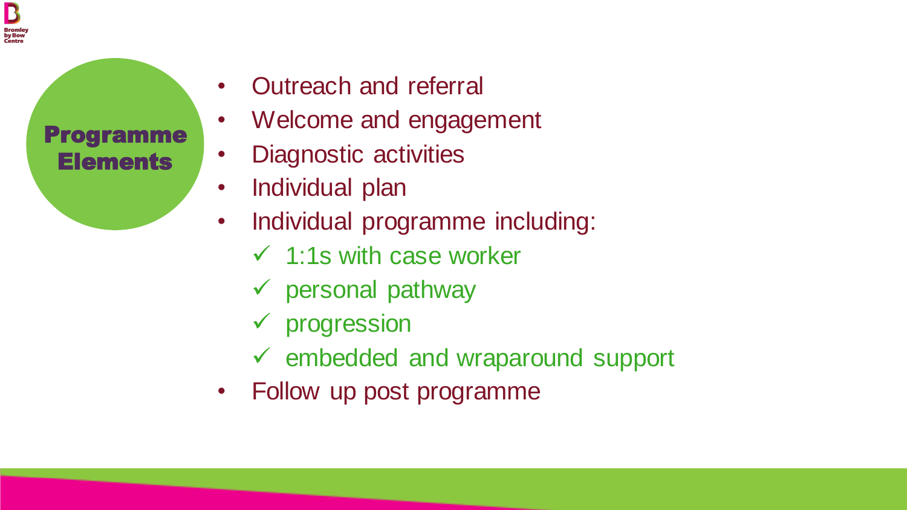## Programme Elements

- Outreach and referral
- Welcome and engagement
- Diagnostic activities
- Individual plan
- Individual programme including:
  - ✓ 1:1s with case worker
  - ✓ personal pathway
  - ✓ progression
  - ✓ embedded and wraparound support
- Follow up post programme